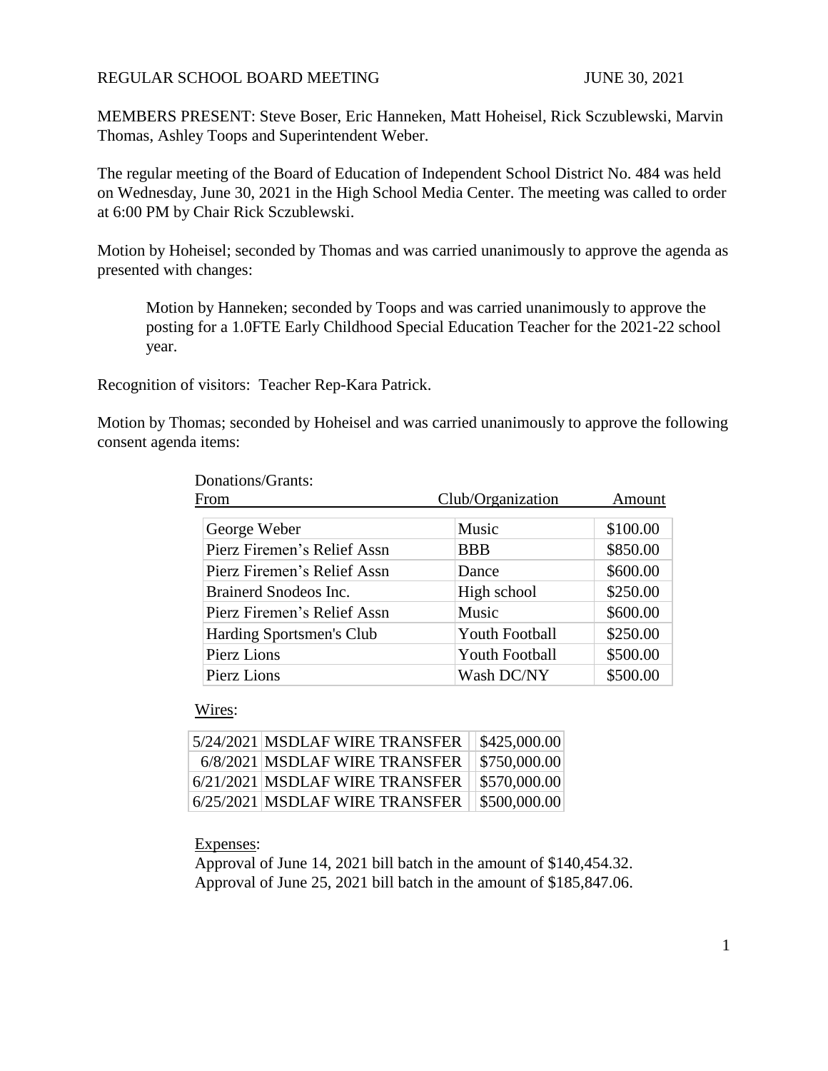REGULAR SCHOOL BOARD MEETING JUNE 30, 2021

MEMBERS PRESENT: Steve Boser, Eric Hanneken, Matt Hoheisel, Rick Sczublewski, Marvin Thomas, Ashley Toops and Superintendent Weber.

The regular meeting of the Board of Education of Independent School District No. 484 was held on Wednesday, June 30, 2021 in the High School Media Center. The meeting was called to order at 6:00 PM by Chair Rick Sczublewski.

Motion by Hoheisel; seconded by Thomas and was carried unanimously to approve the agenda as presented with changes:

> Motion by Hanneken; seconded by Toops and was carried unanimously to approve the posting for a 1.0FTE Early Childhood Special Education Teacher for the 2021-22 school year.

Recognition of visitors: Teacher Rep-Kara Patrick.

Motion by Thomas; seconded by Hoheisel and was carried unanimously to approve the following consent agenda items:

Donations/Grants:

| From | Club/Organization | Amount |
|---|---|---|
| George Weber | Music | $100.00 |
| Pierz Firemen's Relief Assn | BBB | $850.00 |
| Pierz Firemen's Relief Assn | Dance | $600.00 |
| Brainerd Snodeos Inc. | High school | $250.00 |
| Pierz Firemen's Relief Assn | Music | $600.00 |
| Harding Sportsmen's Club | Youth Football | $250.00 |
| Pierz Lions | Youth Football | $500.00 |
| Pierz Lions | Wash DC/NY | $500.00 |

Wires:

| | | |
|---|---|---|
| 5/24/2021 | MSDLAF WIRE TRANSFER | $425,000.00 |
| 6/8/2021 | MSDLAF WIRE TRANSFER | $750,000.00 |
| 6/21/2021 | MSDLAF WIRE TRANSFER | $570,000.00 |
| 6/25/2021 | MSDLAF WIRE TRANSFER | $500,000.00 |

Expenses:

Approval of June 14, 2021 bill batch in the amount of $140,454.32.
Approval of June 25, 2021 bill batch in the amount of $185,847.06.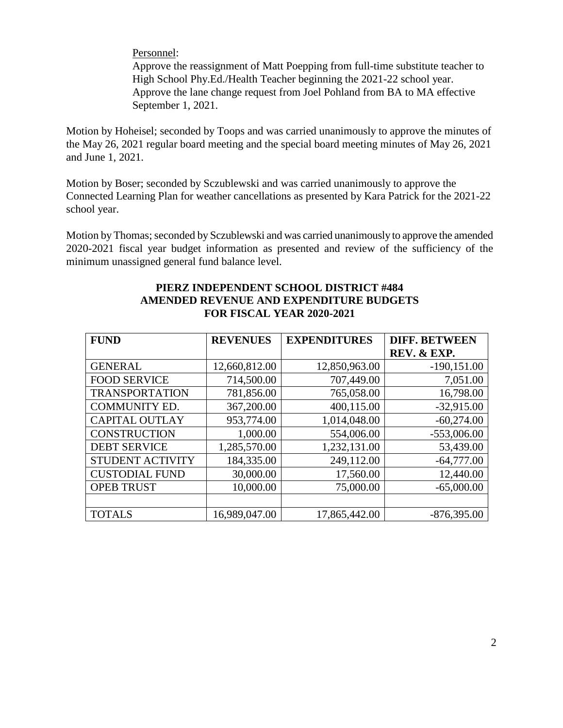Personnel:

Approve the reassignment of Matt Poepping from full-time substitute teacher to High School Phy.Ed./Health Teacher beginning the 2021-22 school year.
Approve the lane change request from Joel Pohland from BA to MA effective September 1, 2021.

Motion by Hoheisel; seconded by Toops and was carried unanimously to approve the minutes of the May 26, 2021 regular board meeting and the special board meeting minutes of May 26, 2021 and June 1, 2021.

Motion by Boser; seconded by Sczublewski and was carried unanimously to approve the Connected Learning Plan for weather cancellations as presented by Kara Patrick for the 2021-22 school year.

Motion by Thomas; seconded by Sczublewski and was carried unanimously to approve the amended 2020-2021 fiscal year budget information as presented and review of the sufficiency of the minimum unassigned general fund balance level.

**PIERZ INDEPENDENT SCHOOL DISTRICT #484**
**AMENDED REVENUE AND EXPENDITURE BUDGETS**
**FOR FISCAL YEAR 2020-2021**

| FUND | REVENUES | EXPENDITURES | DIFF. BETWEEN REV. & EXP. |
|---|---|---|---|
| GENERAL | 12,660,812.00 | 12,850,963.00 | -190,151.00 |
| FOOD SERVICE | 714,500.00 | 707,449.00 | 7,051.00 |
| TRANSPORTATION | 781,856.00 | 765,058.00 | 16,798.00 |
| COMMUNITY ED. | 367,200.00 | 400,115.00 | -32,915.00 |
| CAPITAL OUTLAY | 953,774.00 | 1,014,048.00 | -60,274.00 |
| CONSTRUCTION | 1,000.00 | 554,006.00 | -553,006.00 |
| DEBT SERVICE | 1,285,570.00 | 1,232,131.00 | 53,439.00 |
| STUDENT ACTIVITY | 184,335.00 | 249,112.00 | -64,777.00 |
| CUSTODIAL FUND | 30,000.00 | 17,560.00 | 12,440.00 |
| OPEB TRUST | 10,000.00 | 75,000.00 | -65,000.00 |
| | | | |
| TOTALS | 16,989,047.00 | 17,865,442.00 | -876,395.00 |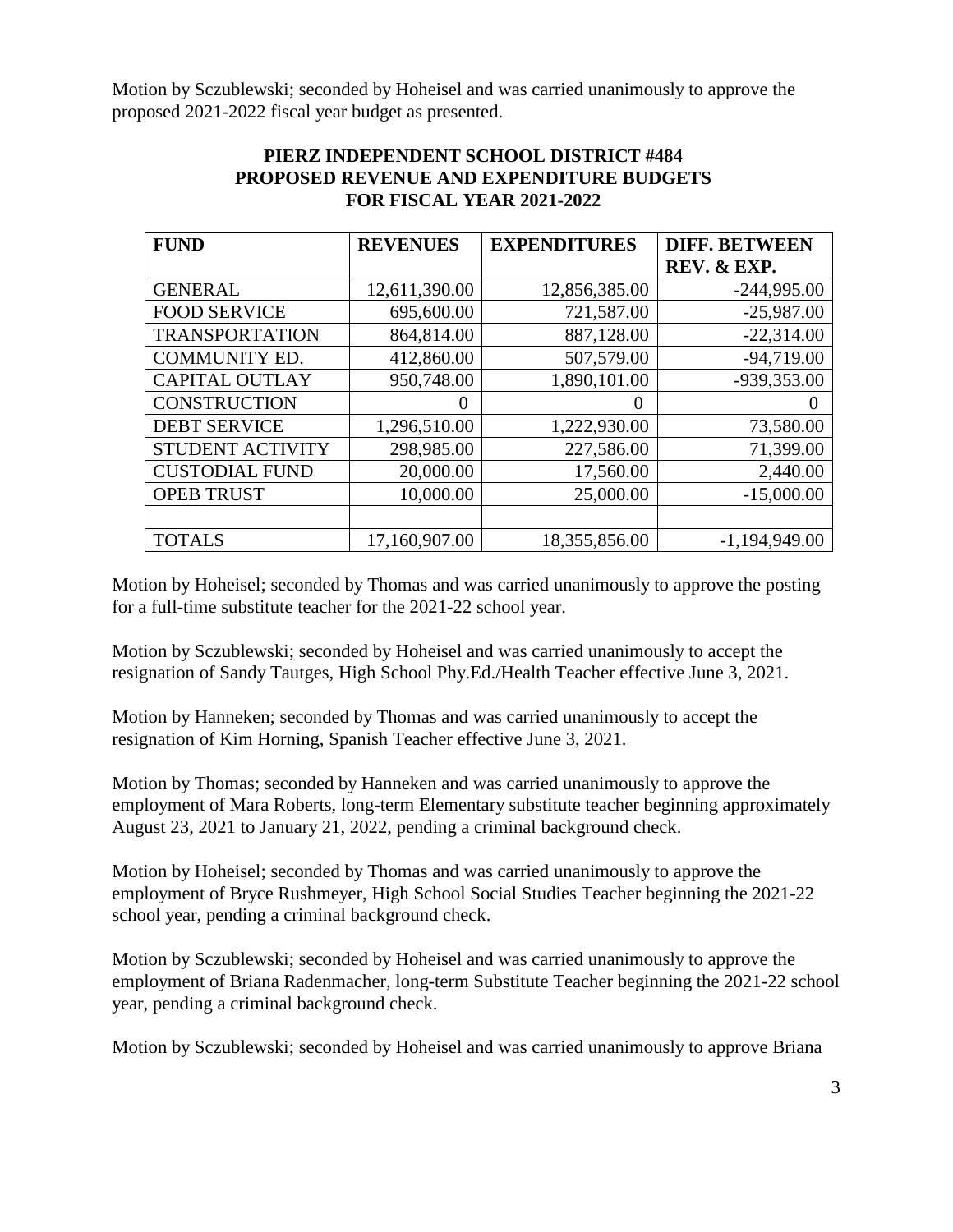Motion by Sczublewski; seconded by Hoheisel and was carried unanimously to approve the proposed 2021-2022 fiscal year budget as presented.

**PIERZ INDEPENDENT SCHOOL DISTRICT #484**
**PROPOSED REVENUE AND EXPENDITURE BUDGETS**
**FOR FISCAL YEAR 2021-2022**

| FUND | REVENUES | EXPENDITURES | DIFF. BETWEEN REV. & EXP. |
|---|---|---|---|
| GENERAL | 12,611,390.00 | 12,856,385.00 | -244,995.00 |
| FOOD SERVICE | 695,600.00 | 721,587.00 | -25,987.00 |
| TRANSPORTATION | 864,814.00 | 887,128.00 | -22,314.00 |
| COMMUNITY ED. | 412,860.00 | 507,579.00 | -94,719.00 |
| CAPITAL OUTLAY | 950,748.00 | 1,890,101.00 | -939,353.00 |
| CONSTRUCTION | 0 | 0 | 0 |
| DEBT SERVICE | 1,296,510.00 | 1,222,930.00 | 73,580.00 |
| STUDENT ACTIVITY | 298,985.00 | 227,586.00 | 71,399.00 |
| CUSTODIAL FUND | 20,000.00 | 17,560.00 | 2,440.00 |
| OPEB TRUST | 10,000.00 | 25,000.00 | -15,000.00 |
| | | | |
| TOTALS | 17,160,907.00 | 18,355,856.00 | -1,194,949.00 |

Motion by Hoheisel; seconded by Thomas and was carried unanimously to approve the posting for a full-time substitute teacher for the 2021-22 school year.

Motion by Sczublewski; seconded by Hoheisel and was carried unanimously to accept the resignation of Sandy Tautges, High School Phy.Ed./Health Teacher effective June 3, 2021.

Motion by Hanneken; seconded by Thomas and was carried unanimously to accept the resignation of Kim Horning, Spanish Teacher effective June 3, 2021.

Motion by Thomas; seconded by Hanneken and was carried unanimously to approve the employment of Mara Roberts, long-term Elementary substitute teacher beginning approximately August 23, 2021 to January 21, 2022, pending a criminal background check.

Motion by Hoheisel; seconded by Thomas and was carried unanimously to approve the employment of Bryce Rushmeyer, High School Social Studies Teacher beginning the 2021-22 school year, pending a criminal background check.

Motion by Sczublewski; seconded by Hoheisel and was carried unanimously to approve the employment of Briana Radenmacher, long-term Substitute Teacher beginning the 2021-22 school year, pending a criminal background check.

Motion by Sczublewski; seconded by Hoheisel and was carried unanimously to approve Briana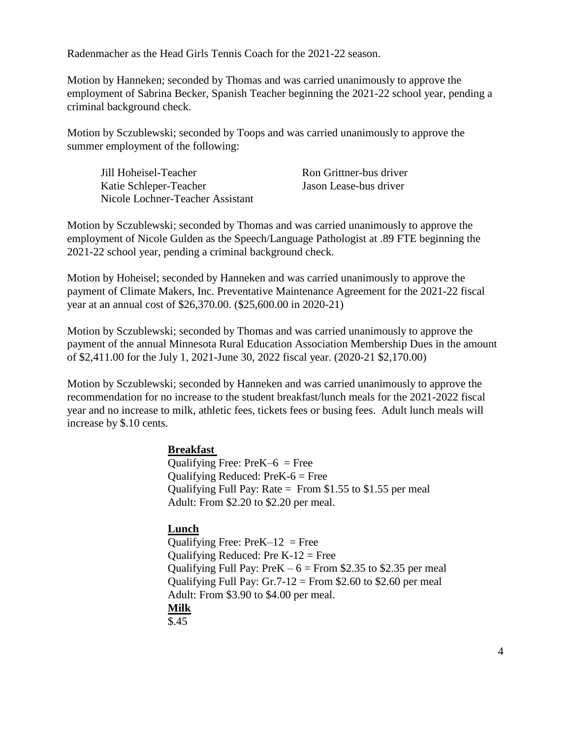Radenmacher as the Head Girls Tennis Coach for the 2021-22 season.

Motion by Hanneken; seconded by Thomas and was carried unanimously to approve the employment of Sabrina Becker, Spanish Teacher beginning the 2021-22 school year, pending a criminal background check.

Motion by Sczublewski; seconded by Toops and was carried unanimously to approve the summer employment of the following:

| | |
|---|---|
| Jill Hoheisel-Teacher | Ron Grittner-bus driver |
| Katie Schleper-Teacher | Jason Lease-bus driver |
| Nicole Lochner-Teacher Assistant | |

Motion by Sczublewski; seconded by Thomas and was carried unanimously to approve the employment of Nicole Gulden as the Speech/Language Pathologist at .89 FTE beginning the 2021-22 school year, pending a criminal background check.

Motion by Hoheisel; seconded by Hanneken and was carried unanimously to approve the payment of Climate Makers, Inc. Preventative Maintenance Agreement for the 2021-22 fiscal year at an annual cost of $26,370.00. ($25,600.00 in 2020-21)

Motion by Sczublewski; seconded by Thomas and was carried unanimously to approve the payment of the annual Minnesota Rural Education Association Membership Dues in the amount of $2,411.00 for the July 1, 2021-June 30, 2022 fiscal year. (2020-21 $2,170.00)

Motion by Sczublewski; seconded by Hanneken and was carried unanimously to approve the recommendation for no increase to the student breakfast/lunch meals for the 2021-2022 fiscal year and no increase to milk, athletic fees, tickets fees or busing fees. Adult lunch meals will increase by $.10 cents.

**Breakfast**
Qualifying Free: PreK–6 = Free
Qualifying Reduced: PreK-6 = Free
Qualifying Full Pay: Rate = From $1.55 to $1.55 per meal
Adult: From $2.20 to $2.20 per meal.

**Lunch**
Qualifying Free: PreK–12 = Free
Qualifying Reduced: Pre K-12 = Free
Qualifying Full Pay: PreK – 6 = From $2.35 to $2.35 per meal
Qualifying Full Pay: Gr.7-12 = From $2.60 to $2.60 per meal
Adult: From $3.90 to $4.00 per meal.

**Milk**
$.45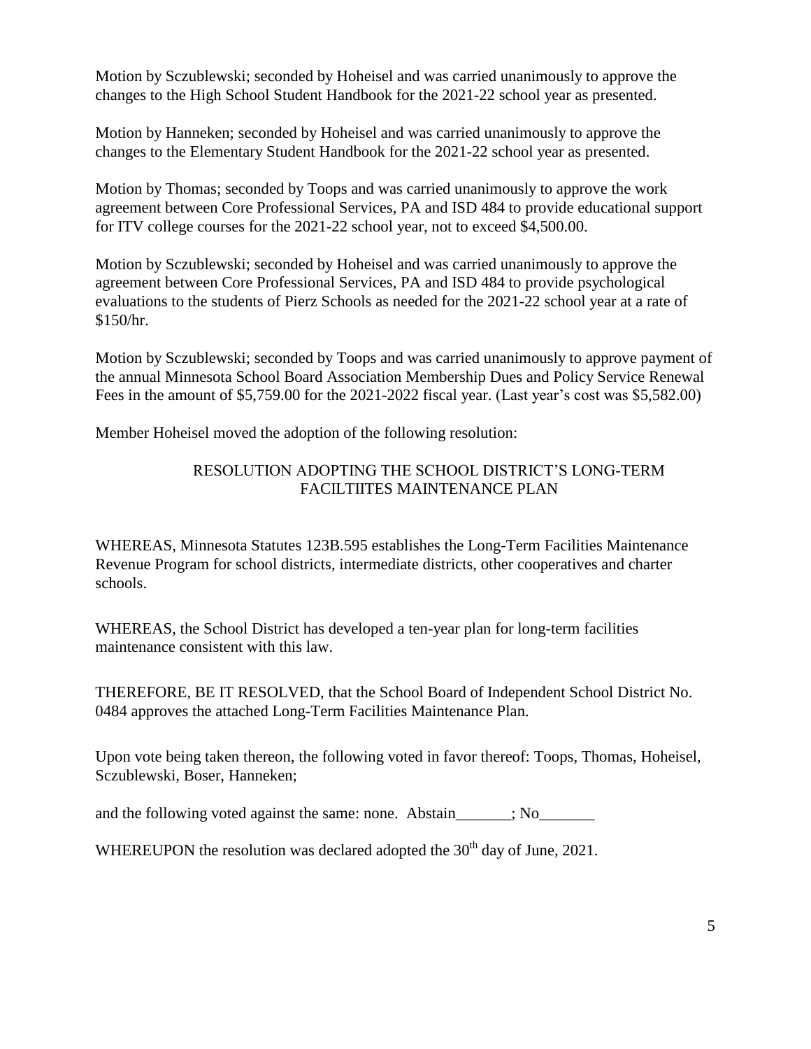Motion by Sczublewski; seconded by Hoheisel and was carried unanimously to approve the changes to the High School Student Handbook for the 2021-22 school year as presented.

Motion by Hanneken; seconded by Hoheisel and was carried unanimously to approve the changes to the Elementary Student Handbook for the 2021-22 school year as presented.

Motion by Thomas; seconded by Toops and was carried unanimously to approve the work agreement between Core Professional Services, PA and ISD 484 to provide educational support for ITV college courses for the 2021-22 school year, not to exceed $4,500.00.

Motion by Sczublewski; seconded by Hoheisel and was carried unanimously to approve the agreement between Core Professional Services, PA and ISD 484 to provide psychological evaluations to the students of Pierz Schools as needed for the 2021-22 school year at a rate of $150/hr.

Motion by Sczublewski; seconded by Toops and was carried unanimously to approve payment of the annual Minnesota School Board Association Membership Dues and Policy Service Renewal Fees in the amount of $5,759.00 for the 2021-2022 fiscal year. (Last year's cost was $5,582.00)

Member Hoheisel moved the adoption of the following resolution:

RESOLUTION ADOPTING THE SCHOOL DISTRICT'S LONG-TERM FACILTIITES MAINTENANCE PLAN

WHEREAS, Minnesota Statutes 123B.595 establishes the Long-Term Facilities Maintenance Revenue Program for school districts, intermediate districts, other cooperatives and charter schools.

WHEREAS, the School District has developed a ten-year plan for long-term facilities maintenance consistent with this law.

THEREFORE, BE IT RESOLVED, that the School Board of Independent School District No. 0484 approves the attached Long-Term Facilities Maintenance Plan.

Upon vote being taken thereon, the following voted in favor thereof: Toops, Thomas, Hoheisel, Sczublewski, Boser, Hanneken;

and the following voted against the same: none. Abstain_______; No_______

WHEREUPON the resolution was declared adopted the 30th day of June, 2021.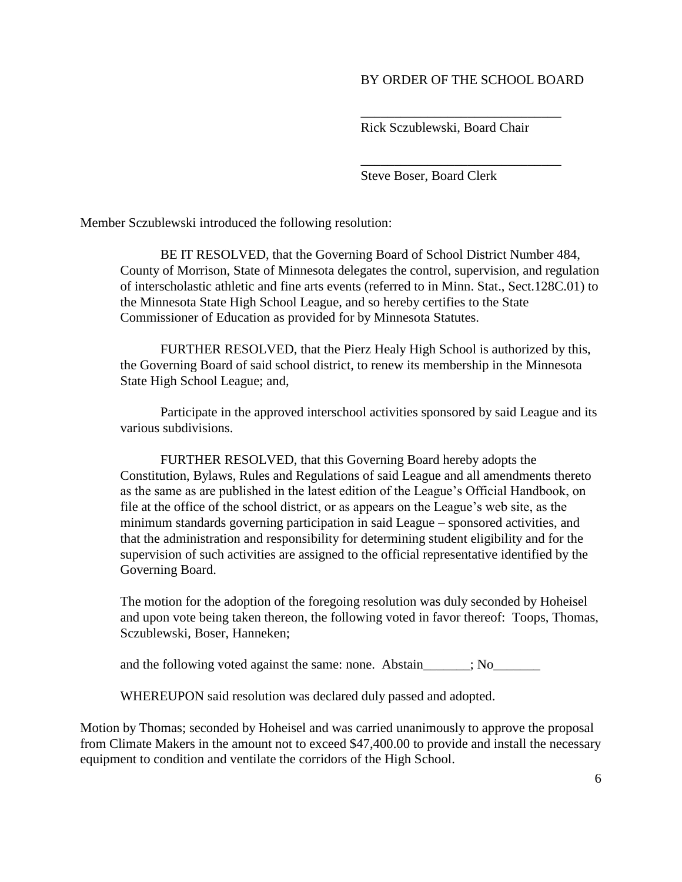BY ORDER OF THE SCHOOL BOARD

______________________________
Rick Sczublewski, Board Chair

______________________________
Steve Boser, Board Clerk

Member Sczublewski introduced the following resolution:

> BE IT RESOLVED, that the Governing Board of School District Number 484, County of Morrison, State of Minnesota delegates the control, supervision, and regulation of interscholastic athletic and fine arts events (referred to in Minn. Stat., Sect.128C.01) to the Minnesota State High School League, and so hereby certifies to the State Commissioner of Education as provided for by Minnesota Statutes.
>
> FURTHER RESOLVED, that the Pierz Healy High School is authorized by this, the Governing Board of said school district, to renew its membership in the Minnesota State High School League; and,
>
> Participate in the approved interschool activities sponsored by said League and its various subdivisions.
>
> FURTHER RESOLVED, that this Governing Board hereby adopts the Constitution, Bylaws, Rules and Regulations of said League and all amendments thereto as the same as are published in the latest edition of the League's Official Handbook, on file at the office of the school district, or as appears on the League's web site, as the minimum standards governing participation in said League – sponsored activities, and that the administration and responsibility for determining student eligibility and for the supervision of such activities are assigned to the official representative identified by the Governing Board.
>
> The motion for the adoption of the foregoing resolution was duly seconded by Hoheisel and upon vote being taken thereon, the following voted in favor thereof: Toops, Thomas, Sczublewski, Boser, Hanneken;
>
> and the following voted against the same: none. Abstain_______; No_______
>
> WHEREUPON said resolution was declared duly passed and adopted.

Motion by Thomas; seconded by Hoheisel and was carried unanimously to approve the proposal from Climate Makers in the amount not to exceed $47,400.00 to provide and install the necessary equipment to condition and ventilate the corridors of the High School.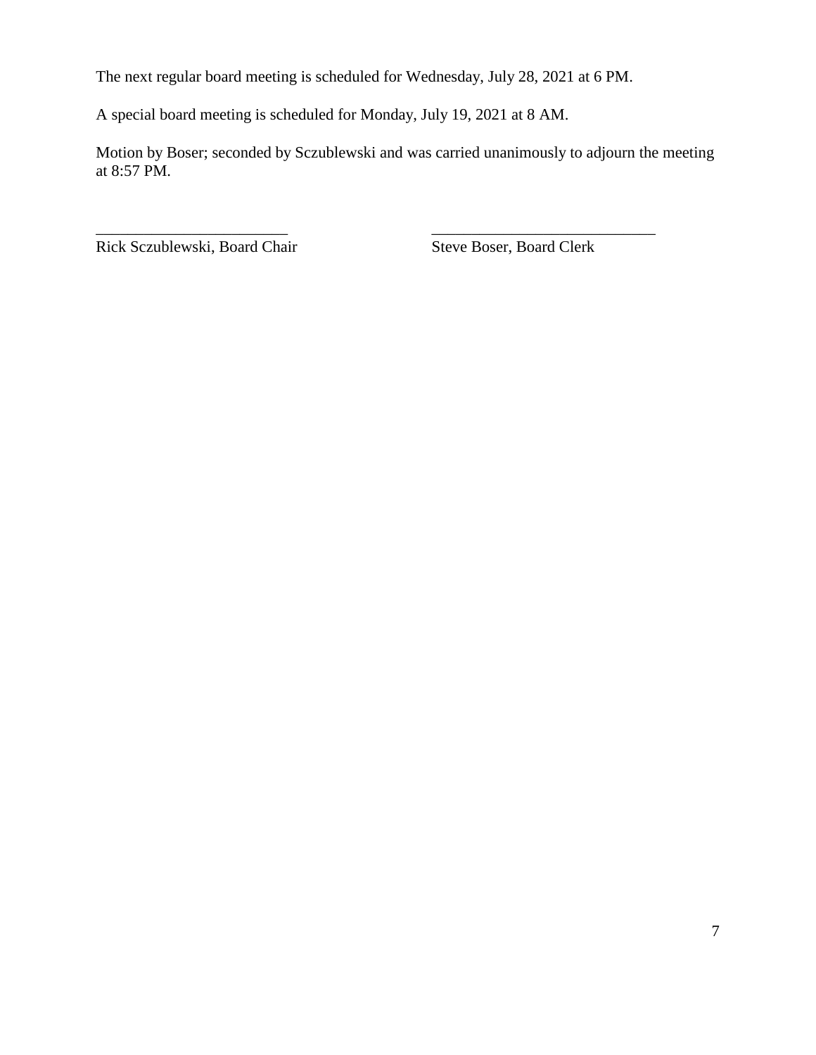The next regular board meeting is scheduled for Wednesday, July 28, 2021 at 6 PM.

A special board meeting is scheduled for Monday, July 19, 2021 at 8 AM.

Motion by Boser; seconded by Sczublewski and was carried unanimously to adjourn the meeting at 8:57 PM.

________________________ ____________________________

Rick Sczublewski, Board Chair Steve Boser, Board Clerk